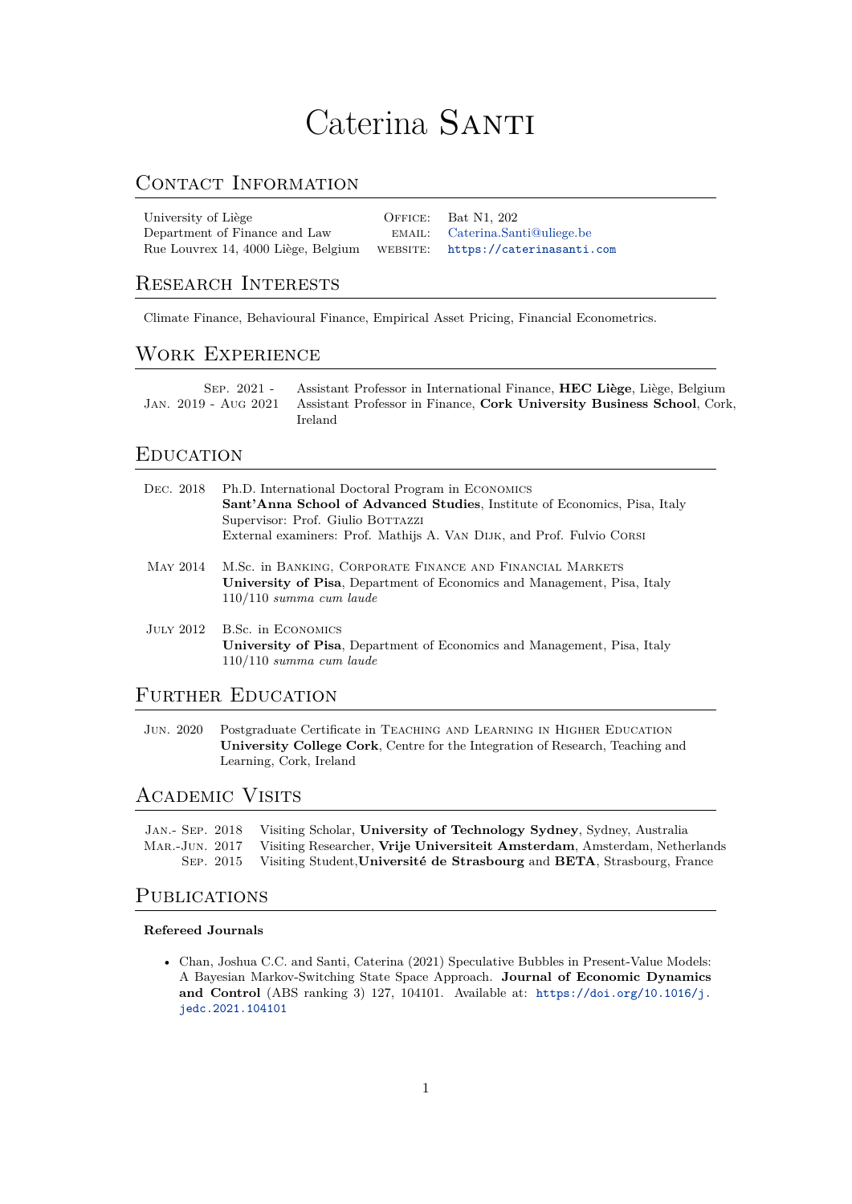# Caterina Santi

## Contact Information

| | | |
|---|---|---|
| University of Liège | Office: | Bat N1, 202 |
| Department of Finance and Law | email: | Caterina.Santi@uliege.be |
| Rue Louvrex 14, 4000 Liège, Belgium | website: | https://caterinasanti.com |

## Research Interests

Climate Finance, Behavioural Finance, Empirical Asset Pricing, Financial Econometrics.

## Work Experience

- Sep. 2021 - Assistant Professor in International Finance, **HEC Liège**, Liège, Belgium
- Jan. 2019 - Aug 2021 Assistant Professor in Finance, **Cork University Business School**, Cork, Ireland

## Education

**Dec. 2018** Ph.D. International Doctoral Program in Economics
**Sant'Anna School of Advanced Studies**, Institute of Economics, Pisa, Italy
Supervisor: Prof. Giulio Bottazzi
External examiners: Prof. Mathijs A. Van Dijk, and Prof. Fulvio Corsi

**May 2014** M.Sc. in Banking, Corporate Finance and Financial Markets
**University of Pisa**, Department of Economics and Management, Pisa, Italy
110/110 *summa cum laude*

**July 2012** B.Sc. in Economics
**University of Pisa**, Department of Economics and Management, Pisa, Italy
110/110 *summa cum laude*

## Further Education

**Jun. 2020** Postgraduate Certificate in Teaching and Learning in Higher Education
**University College Cork**, Centre for the Integration of Research, Teaching and Learning, Cork, Ireland

## Academic Visits

- Jan.- Sep. 2018 Visiting Scholar, **University of Technology Sydney**, Sydney, Australia
- Mar.-Jun. 2017 Visiting Researcher, **Vrije Universiteit Amsterdam**, Amsterdam, Netherlands
- Sep. 2015 Visiting Student, **Université de Strasbourg** and **BETA**, Strasbourg, France

## Publications

### Refereed Journals

- Chan, Joshua C.C. and Santi, Caterina (2021) Speculative Bubbles in Present-Value Models: A Bayesian Markov-Switching State Space Approach. **Journal of Economic Dynamics and Control** (ABS ranking 3) 127, 104101. Available at: https://doi.org/10.1016/j.jedc.2021.104101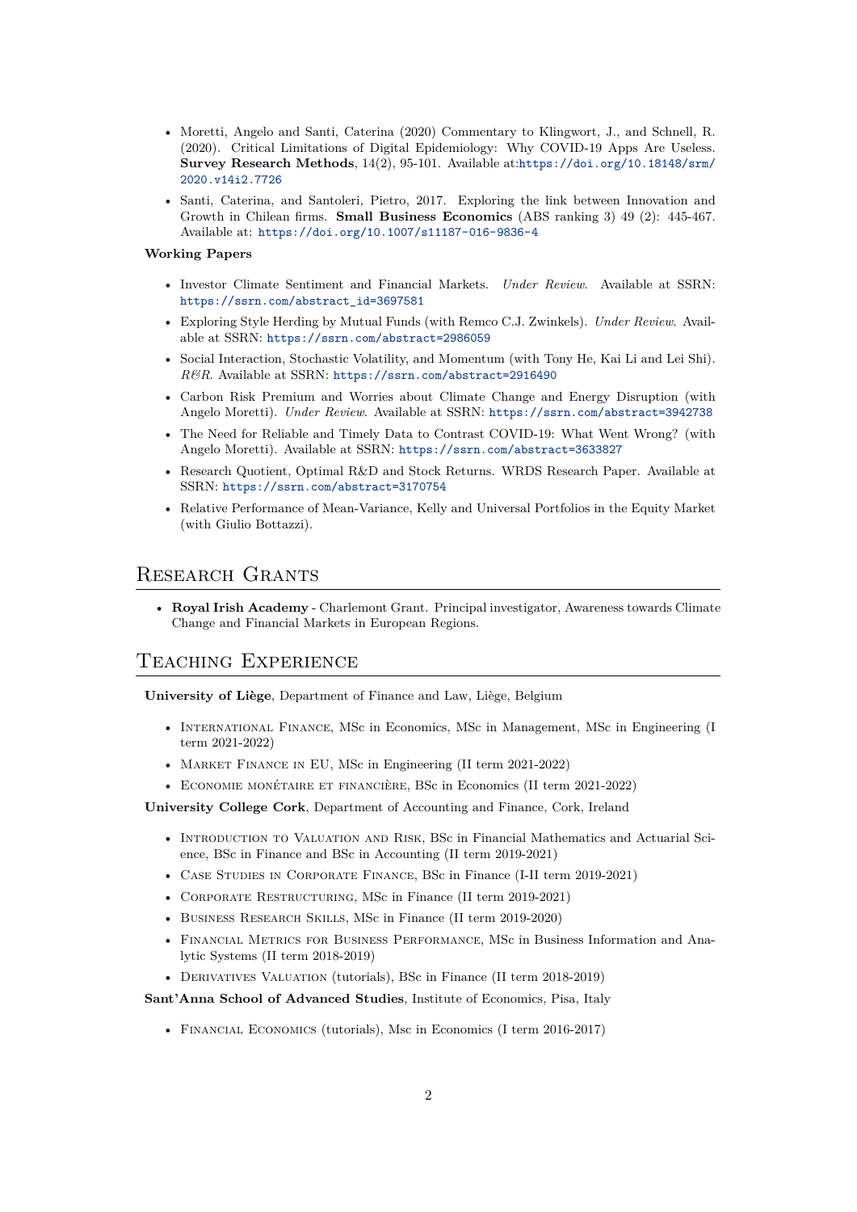- Moretti, Angelo and Santi, Caterina (2020) Commentary to Klingwort, J., and Schnell, R. (2020). Critical Limitations of Digital Epidemiology: Why COVID-19 Apps Are Useless. **Survey Research Methods**, 14(2), 95-101. Available at:https://doi.org/10.18148/srm/2020.v14i2.7726
- Santi, Caterina, and Santoleri, Pietro, 2017. Exploring the link between Innovation and Growth in Chilean firms. **Small Business Economics** (ABS ranking 3) 49 (2): 445-467. Available at: https://doi.org/10.1007/s11187-016-9836-4

**Working Papers**

- Investor Climate Sentiment and Financial Markets. *Under Review*. Available at SSRN: https://ssrn.com/abstract_id=3697581
- Exploring Style Herding by Mutual Funds (with Remco C.J. Zwinkels). *Under Review*. Available at SSRN: https://ssrn.com/abstract=2986059
- Social Interaction, Stochastic Volatility, and Momentum (with Tony He, Kai Li and Lei Shi). *R&R*. Available at SSRN: https://ssrn.com/abstract=2916490
- Carbon Risk Premium and Worries about Climate Change and Energy Disruption (with Angelo Moretti). *Under Review*. Available at SSRN: https://ssrn.com/abstract=3942738
- The Need for Reliable and Timely Data to Contrast COVID-19: What Went Wrong? (with Angelo Moretti). Available at SSRN: https://ssrn.com/abstract=3633827
- Research Quotient, Optimal R&D and Stock Returns. WRDS Research Paper. Available at SSRN: https://ssrn.com/abstract=3170754
- Relative Performance of Mean-Variance, Kelly and Universal Portfolios in the Equity Market (with Giulio Bottazzi).

## Research Grants

- **Royal Irish Academy** - Charlemont Grant. Principal investigator, Awareness towards Climate Change and Financial Markets in European Regions.

## Teaching Experience

**University of Liège**, Department of Finance and Law, Liège, Belgium

- International Finance, MSc in Economics, MSc in Management, MSc in Engineering (I term 2021-2022)
- Market Finance in EU, MSc in Engineering (II term 2021-2022)
- Economie monétaire et financière, BSc in Economics (II term 2021-2022)

**University College Cork**, Department of Accounting and Finance, Cork, Ireland

- Introduction to Valuation and Risk, BSc in Financial Mathematics and Actuarial Science, BSc in Finance and BSc in Accounting (II term 2019-2021)
- Case Studies in Corporate Finance, BSc in Finance (I-II term 2019-2021)
- Corporate Restructuring, MSc in Finance (II term 2019-2021)
- Business Research Skills, MSc in Finance (II term 2019-2020)
- Financial Metrics for Business Performance, MSc in Business Information and Analytic Systems (II term 2018-2019)
- Derivatives Valuation (tutorials), BSc in Finance (II term 2018-2019)

**Sant'Anna School of Advanced Studies**, Institute of Economics, Pisa, Italy

- Financial Economics (tutorials), Msc in Economics (I term 2016-2017)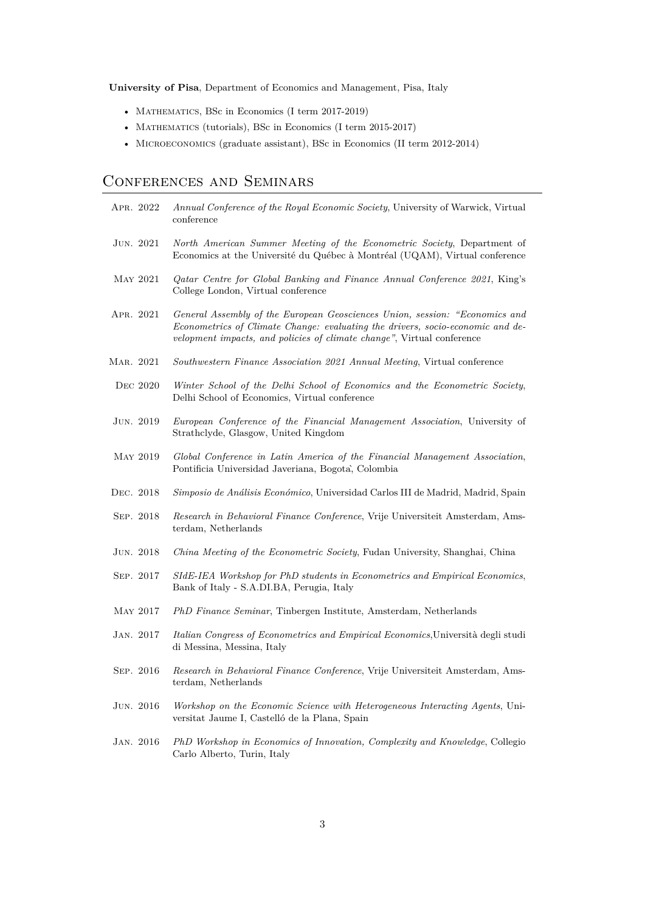**University of Pisa**, Department of Economics and Management, Pisa, Italy

- Mathematics, BSc in Economics (I term 2017-2019)
- Mathematics (tutorials), BSc in Economics (I term 2015-2017)
- Microeconomics (graduate assistant), BSc in Economics (II term 2012-2014)

## Conferences and Seminars

Apr. 2022 — *Annual Conference of the Royal Economic Society*, University of Warwick, Virtual conference

Jun. 2021 — *North American Summer Meeting of the Econometric Society*, Department of Economics at the Université du Québec à Montréal (UQAM), Virtual conference

May 2021 — *Qatar Centre for Global Banking and Finance Annual Conference 2021*, King's College London, Virtual conference

Apr. 2021 — *General Assembly of the European Geosciences Union, session: "Economics and Econometrics of Climate Change: evaluating the drivers, socio-economic and development impacts, and policies of climate change"*, Virtual conference

Mar. 2021 — *Southwestern Finance Association 2021 Annual Meeting*, Virtual conference

Dec 2020 — *Winter School of the Delhi School of Economics and the Econometric Society*, Delhi School of Economics, Virtual conference

Jun. 2019 — *European Conference of the Financial Management Association*, University of Strathclyde, Glasgow, United Kingdom

May 2019 — *Global Conference in Latin America of the Financial Management Association*, Pontificia Universidad Javeriana, Bogota`, Colombia

Dec. 2018 — *Simposio de Análisis Económico*, Universidad Carlos III de Madrid, Madrid, Spain

Sep. 2018 — *Research in Behavioral Finance Conference*, Vrije Universiteit Amsterdam, Amsterdam, Netherlands

Jun. 2018 — *China Meeting of the Econometric Society*, Fudan University, Shanghai, China

Sep. 2017 — *SIdE-IEA Workshop for PhD students in Econometrics and Empirical Economics*, Bank of Italy - S.A.DI.BA, Perugia, Italy

May 2017 — *PhD Finance Seminar*, Tinbergen Institute, Amsterdam, Netherlands

Jan. 2017 — *Italian Congress of Econometrics and Empirical Economics*,Università degli studi di Messina, Messina, Italy

Sep. 2016 — *Research in Behavioral Finance Conference*, Vrije Universiteit Amsterdam, Amsterdam, Netherlands

Jun. 2016 — *Workshop on the Economic Science with Heterogeneous Interacting Agents*, Universitat Jaume I, Castelló de la Plana, Spain

Jan. 2016 — *PhD Workshop in Economics of Innovation, Complexity and Knowledge*, Collegio Carlo Alberto, Turin, Italy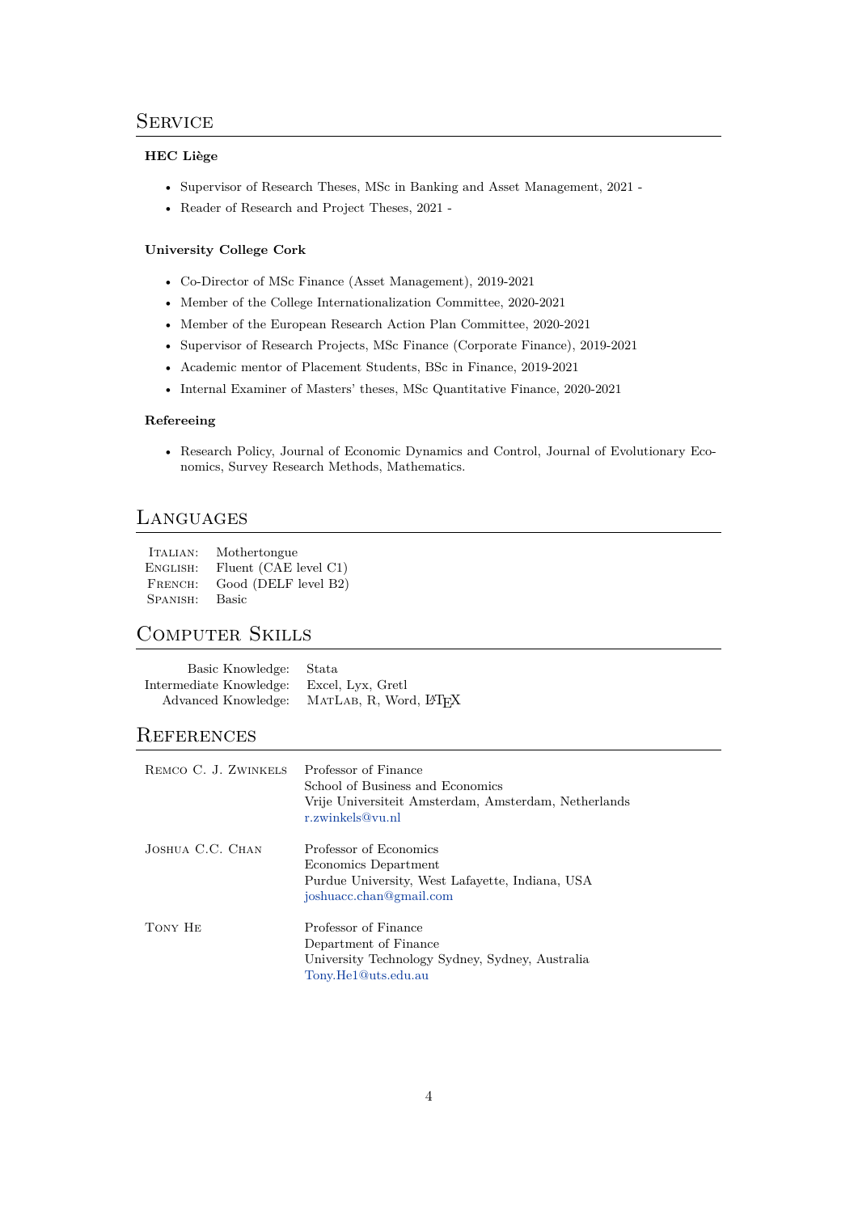## Service

### HEC Liège

- Supervisor of Research Theses, MSc in Banking and Asset Management, 2021 -
- Reader of Research and Project Theses, 2021 -

### University College Cork

- Co-Director of MSc Finance (Asset Management), 2019-2021
- Member of the College Internationalization Committee, 2020-2021
- Member of the European Research Action Plan Committee, 2020-2021
- Supervisor of Research Projects, MSc Finance (Corporate Finance), 2019-2021
- Academic mentor of Placement Students, BSc in Finance, 2019-2021
- Internal Examiner of Masters' theses, MSc Quantitative Finance, 2020-2021

### Refereeing

- Research Policy, Journal of Economic Dynamics and Control, Journal of Evolutionary Economics, Survey Research Methods, Mathematics.

## Languages

| | |
|---|---|
| Italian: | Mothertongue |
| English: | Fluent (CAE level C1) |
| French: | Good (DELF level B2) |
| Spanish: | Basic |

## Computer Skills

| | |
|---|---|
| Basic Knowledge: | Stata |
| Intermediate Knowledge: | Excel, Lyx, Gretl |
| Advanced Knowledge: | MatLab, R, Word, LaTeX |

## References

| | |
|---|---|
| Remco C. J. Zwinkels | Professor of Finance<br>School of Business and Economics<br>Vrije Universiteit Amsterdam, Amsterdam, Netherlands<br>r.zwinkels@vu.nl |
| Joshua C.C. Chan | Professor of Economics<br>Economics Department<br>Purdue University, West Lafayette, Indiana, USA<br>joshuacc.chan@gmail.com |
| Tony He | Professor of Finance<br>Department of Finance<br>University Technology Sydney, Sydney, Australia<br>Tony.He1@uts.edu.au |